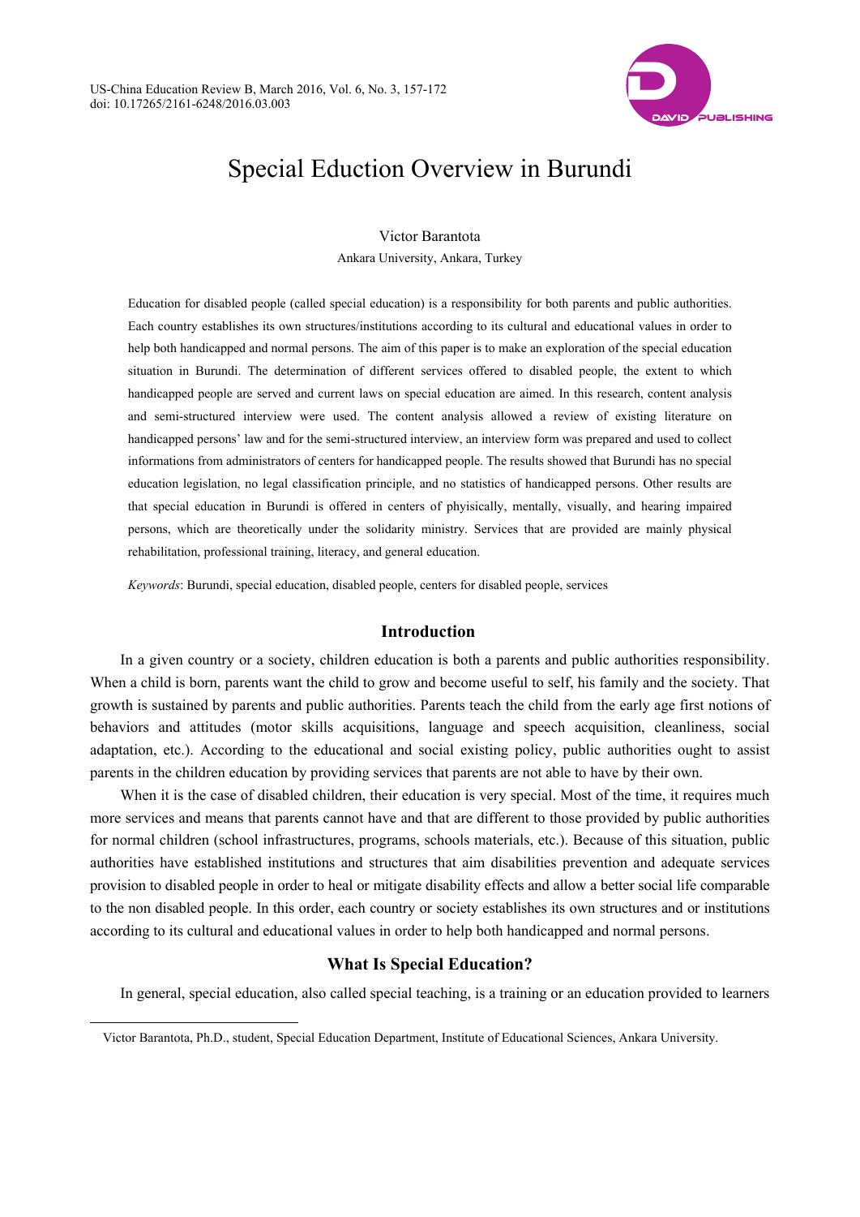# Special Eduction Overview in Burundi

Victor Barantota

Ankara University, Ankara, Turkey

Education for disabled people (called special education) is a responsibility for both parents and public authorities. Each country establishes its own structures/institutions according to its cultural and educational values in order to help both handicapped and normal persons. The aim of this paper is to make an exploration of the special education situation in Burundi. The determination of different services offered to disabled people, the extent to which handicapped people are served and current laws on special education are aimed. In this research, content analysis and semi-structured interview were used. The content analysis allowed a review of existing literature on handicapped persons' law and for the semi-structured interview, an interview form was prepared and used to collect informations from administrators of centers for handicapped people. The results showed that Burundi has no special education legislation, no legal classification principle, and no statistics of handicapped persons. Other results are that special education in Burundi is offered in centers of phyisically, mentally, visually, and hearing impaired persons, which are theoretically under the solidarity ministry. Services that are provided are mainly physical rehabilitation, professional training, literacy, and general education.

*Keywords*: Burundi, special education, disabled people, centers for disabled people, services

## Introduction

In a given country or a society, children education is both a parents and public authorities responsibility. When a child is born, parents want the child to grow and become useful to self, his family and the society. That growth is sustained by parents and public authorities. Parents teach the child from the early age first notions of behaviors and attitudes (motor skills acquisitions, language and speech acquisition, cleanliness, social adaptation, etc.). According to the educational and social existing policy, public authorities ought to assist parents in the children education by providing services that parents are not able to have by their own.

When it is the case of disabled children, their education is very special. Most of the time, it requires much more services and means that parents cannot have and that are different to those provided by public authorities for normal children (school infrastructures, programs, schools materials, etc.). Because of this situation, public authorities have established institutions and structures that aim disabilities prevention and adequate services provision to disabled people in order to heal or mitigate disability effects and allow a better social life comparable to the non disabled people. In this order, each country or society establishes its own structures and or institutions according to its cultural and educational values in order to help both handicapped and normal persons.

## What Is Special Education?

In general, special education, also called special teaching, is a training or an education provided to learners

---

Victor Barantota, Ph.D., student, Special Education Department, Institute of Educational Sciences, Ankara University.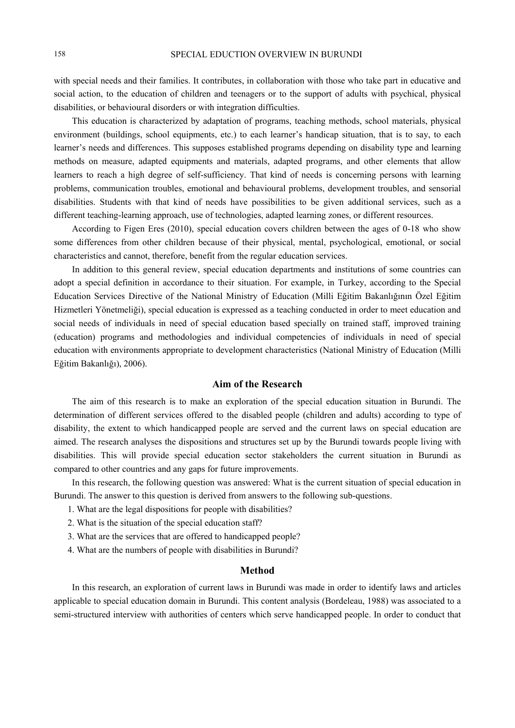with special needs and their families. It contributes, in collaboration with those who take part in educative and social action, to the education of children and teenagers or to the support of adults with psychical, physical disabilities, or behavioural disorders or with integration difficulties.

This education is characterized by adaptation of programs, teaching methods, school materials, physical environment (buildings, school equipments, etc.) to each learner's handicap situation, that is to say, to each learner's needs and differences. This supposes established programs depending on disability type and learning methods on measure, adapted equipments and materials, adapted programs, and other elements that allow learners to reach a high degree of self-sufficiency. That kind of needs is concerning persons with learning problems, communication troubles, emotional and behavioural problems, development troubles, and sensorial disabilities. Students with that kind of needs have possibilities to be given additional services, such as a different teaching-learning approach, use of technologies, adapted learning zones, or different resources.

According to Figen Eres (2010), special education covers children between the ages of 0-18 who show some differences from other children because of their physical, mental, psychological, emotional, or social characteristics and cannot, therefore, benefit from the regular education services.

In addition to this general review, special education departments and institutions of some countries can adopt a special definition in accordance to their situation. For example, in Turkey, according to the Special Education Services Directive of the National Ministry of Education (Milli Eğitim Bakanlığının Özel Eğitim Hizmetleri Yönetmeliği), special education is expressed as a teaching conducted in order to meet education and social needs of individuals in need of special education based specially on trained staff, improved training (education) programs and methodologies and individual competencies of individuals in need of special education with environments appropriate to development characteristics (National Ministry of Education (Milli Eğitim Bakanlığı), 2006).

## Aim of the Research

The aim of this research is to make an exploration of the special education situation in Burundi. The determination of different services offered to the disabled people (children and adults) according to type of disability, the extent to which handicapped people are served and the current laws on special education are aimed. The research analyses the dispositions and structures set up by the Burundi towards people living with disabilities. This will provide special education sector stakeholders the current situation in Burundi as compared to other countries and any gaps for future improvements.

In this research, the following question was answered: What is the current situation of special education in Burundi. The answer to this question is derived from answers to the following sub-questions.

1. What are the legal dispositions for people with disabilities?
2. What is the situation of the special education staff?
3. What are the services that are offered to handicapped people?
4. What are the numbers of people with disabilities in Burundi?

## Method

In this research, an exploration of current laws in Burundi was made in order to identify laws and articles applicable to special education domain in Burundi. This content analysis (Bordeleau, 1988) was associated to a semi-structured interview with authorities of centers which serve handicapped people. In order to conduct that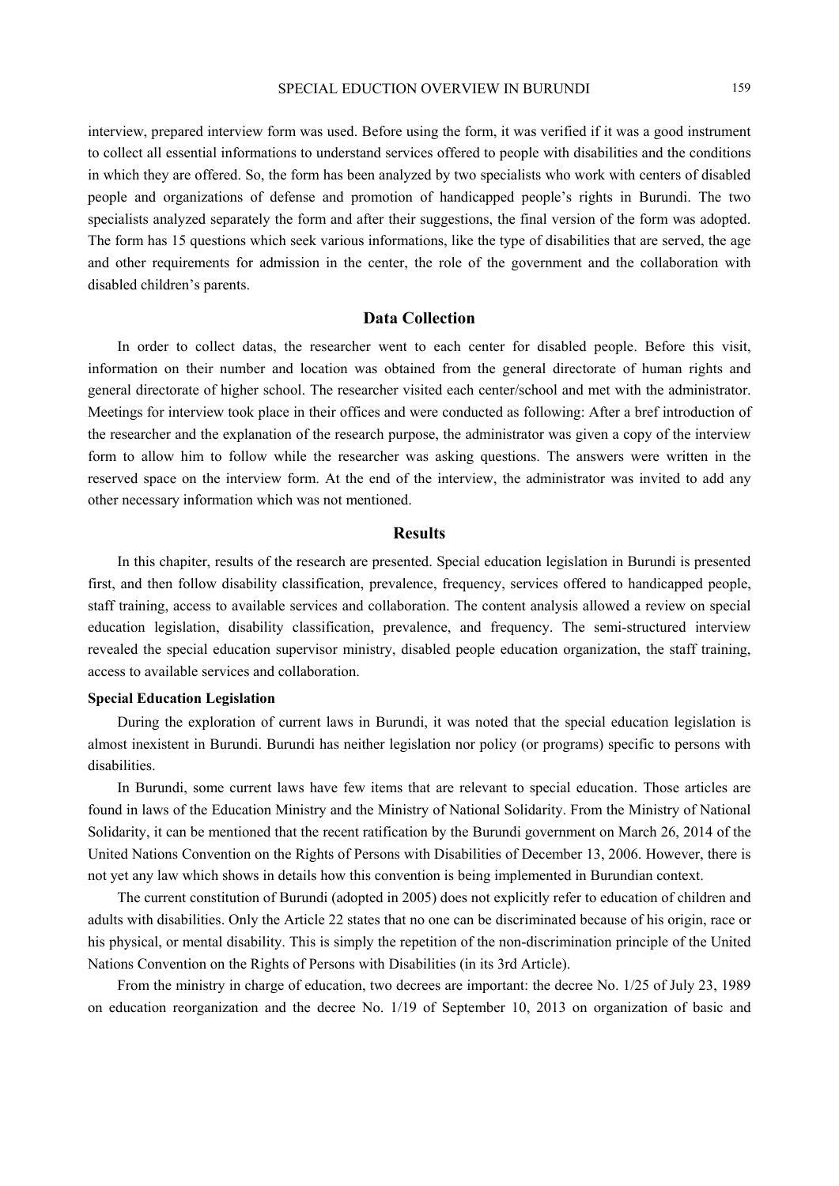interview, prepared interview form was used. Before using the form, it was verified if it was a good instrument to collect all essential informations to understand services offered to people with disabilities and the conditions in which they are offered. So, the form has been analyzed by two specialists who work with centers of disabled people and organizations of defense and promotion of handicapped people's rights in Burundi. The two specialists analyzed separately the form and after their suggestions, the final version of the form was adopted. The form has 15 questions which seek various informations, like the type of disabilities that are served, the age and other requirements for admission in the center, the role of the government and the collaboration with disabled children's parents.

## Data Collection

In order to collect datas, the researcher went to each center for disabled people. Before this visit, information on their number and location was obtained from the general directorate of human rights and general directorate of higher school. The researcher visited each center/school and met with the administrator. Meetings for interview took place in their offices and were conducted as following: After a bref introduction of the researcher and the explanation of the research purpose, the administrator was given a copy of the interview form to allow him to follow while the researcher was asking questions. The answers were written in the reserved space on the interview form. At the end of the interview, the administrator was invited to add any other necessary information which was not mentioned.

## Results

In this chapiter, results of the research are presented. Special education legislation in Burundi is presented first, and then follow disability classification, prevalence, frequency, services offered to handicapped people, staff training, access to available services and collaboration. The content analysis allowed a review on special education legislation, disability classification, prevalence, and frequency. The semi-structured interview revealed the special education supervisor ministry, disabled people education organization, the staff training, access to available services and collaboration.

### Special Education Legislation

During the exploration of current laws in Burundi, it was noted that the special education legislation is almost inexistent in Burundi. Burundi has neither legislation nor policy (or programs) specific to persons with disabilities.

In Burundi, some current laws have few items that are relevant to special education. Those articles are found in laws of the Education Ministry and the Ministry of National Solidarity. From the Ministry of National Solidarity, it can be mentioned that the recent ratification by the Burundi government on March 26, 2014 of the United Nations Convention on the Rights of Persons with Disabilities of December 13, 2006. However, there is not yet any law which shows in details how this convention is being implemented in Burundian context.

The current constitution of Burundi (adopted in 2005) does not explicitly refer to education of children and adults with disabilities. Only the Article 22 states that no one can be discriminated because of his origin, race or his physical, or mental disability. This is simply the repetition of the non-discrimination principle of the United Nations Convention on the Rights of Persons with Disabilities (in its 3rd Article).

From the ministry in charge of education, two decrees are important: the decree No. 1/25 of July 23, 1989 on education reorganization and the decree No. 1/19 of September 10, 2013 on organization of basic and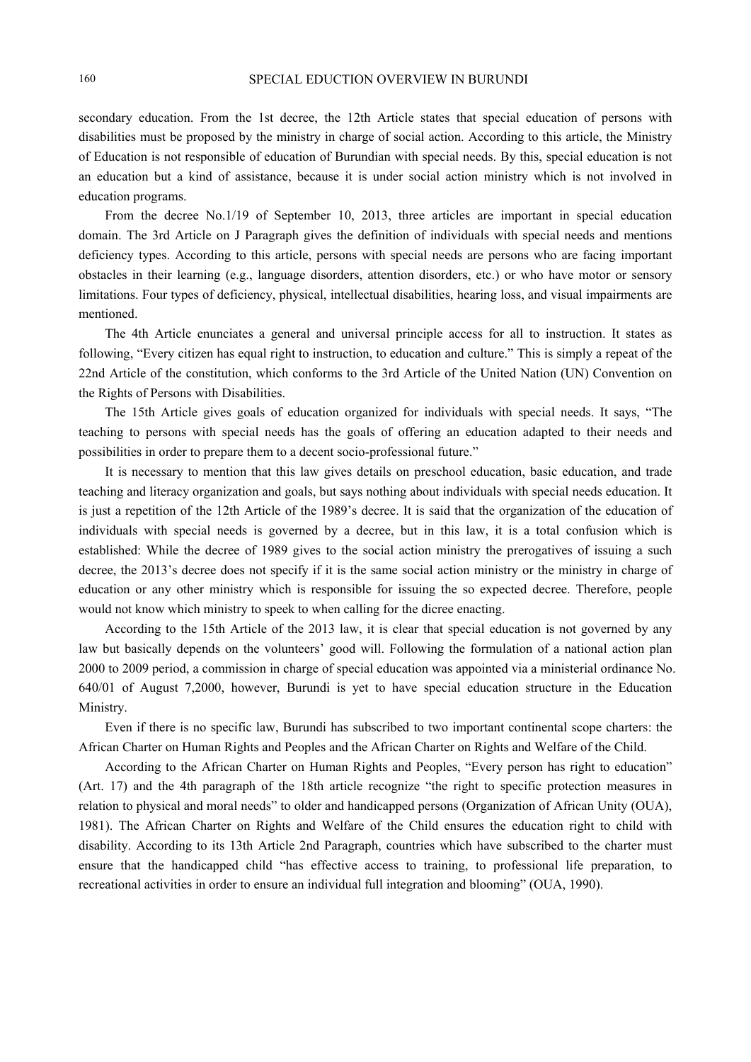secondary education. From the 1st decree, the 12th Article states that special education of persons with disabilities must be proposed by the ministry in charge of social action. According to this article, the Ministry of Education is not responsible of education of Burundian with special needs. By this, special education is not an education but a kind of assistance, because it is under social action ministry which is not involved in education programs.

From the decree No.1/19 of September 10, 2013, three articles are important in special education domain. The 3rd Article on J Paragraph gives the definition of individuals with special needs and mentions deficiency types. According to this article, persons with special needs are persons who are facing important obstacles in their learning (e.g., language disorders, attention disorders, etc.) or who have motor or sensory limitations. Four types of deficiency, physical, intellectual disabilities, hearing loss, and visual impairments are mentioned.

The 4th Article enunciates a general and universal principle access for all to instruction. It states as following, "Every citizen has equal right to instruction, to education and culture." This is simply a repeat of the 22nd Article of the constitution, which conforms to the 3rd Article of the United Nation (UN) Convention on the Rights of Persons with Disabilities.

The 15th Article gives goals of education organized for individuals with special needs. It says, "The teaching to persons with special needs has the goals of offering an education adapted to their needs and possibilities in order to prepare them to a decent socio-professional future."

It is necessary to mention that this law gives details on preschool education, basic education, and trade teaching and literacy organization and goals, but says nothing about individuals with special needs education. It is just a repetition of the 12th Article of the 1989's decree. It is said that the organization of the education of individuals with special needs is governed by a decree, but in this law, it is a total confusion which is established: While the decree of 1989 gives to the social action ministry the prerogatives of issuing a such decree, the 2013's decree does not specify if it is the same social action ministry or the ministry in charge of education or any other ministry which is responsible for issuing the so expected decree. Therefore, people would not know which ministry to speek to when calling for the dicree enacting.

According to the 15th Article of the 2013 law, it is clear that special education is not governed by any law but basically depends on the volunteers' good will. Following the formulation of a national action plan 2000 to 2009 period, a commission in charge of special education was appointed via a ministerial ordinance No. 640/01 of August 7,2000, however, Burundi is yet to have special education structure in the Education Ministry.

Even if there is no specific law, Burundi has subscribed to two important continental scope charters: the African Charter on Human Rights and Peoples and the African Charter on Rights and Welfare of the Child.

According to the African Charter on Human Rights and Peoples, "Every person has right to education" (Art. 17) and the 4th paragraph of the 18th article recognize "the right to specific protection measures in relation to physical and moral needs" to older and handicapped persons (Organization of African Unity (OUA), 1981). The African Charter on Rights and Welfare of the Child ensures the education right to child with disability. According to its 13th Article 2nd Paragraph, countries which have subscribed to the charter must ensure that the handicapped child "has effective access to training, to professional life preparation, to recreational activities in order to ensure an individual full integration and blooming" (OUA, 1990).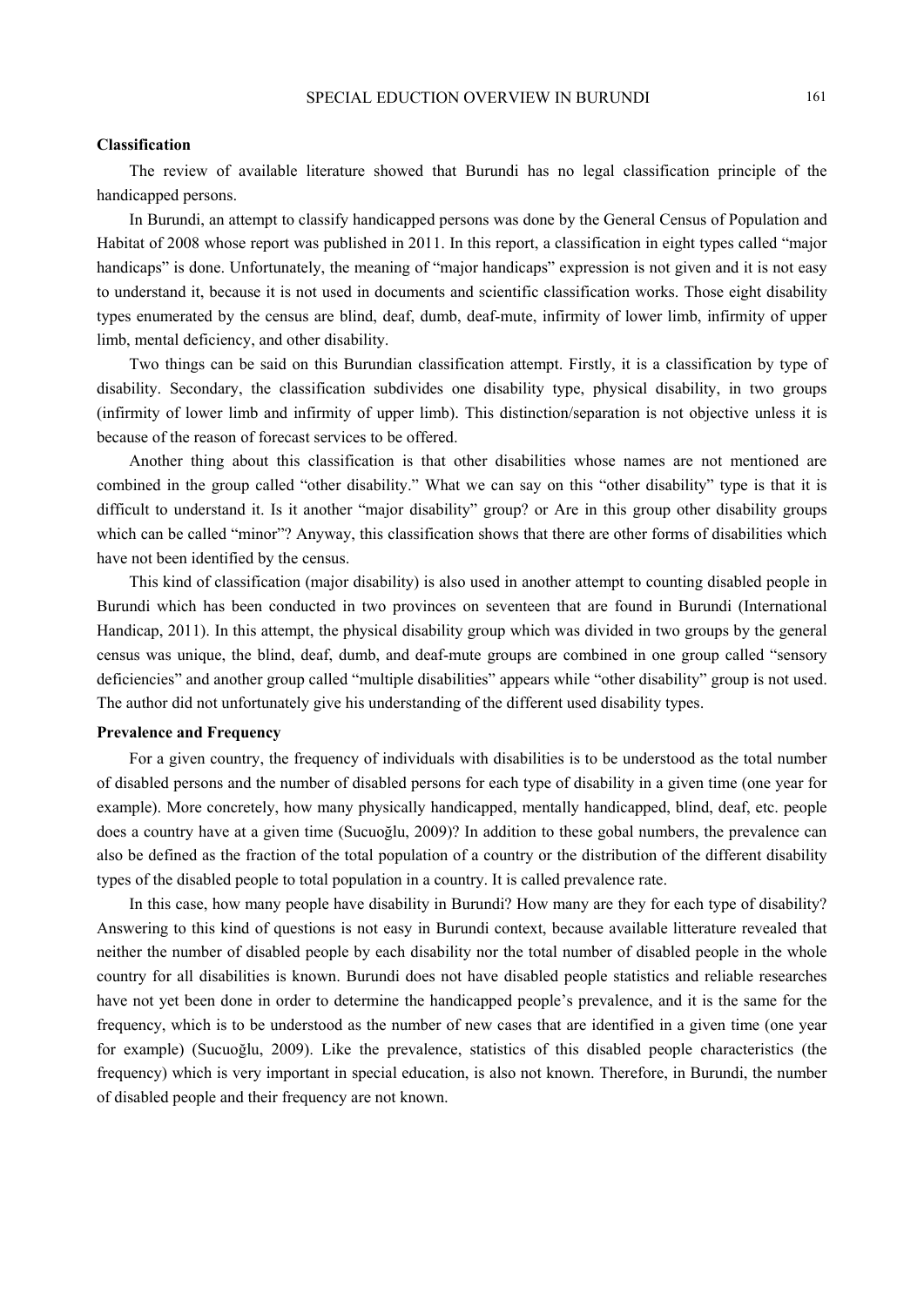**Classification**

The review of available literature showed that Burundi has no legal classification principle of the handicapped persons.

In Burundi, an attempt to classify handicapped persons was done by the General Census of Population and Habitat of 2008 whose report was published in 2011. In this report, a classification in eight types called "major handicaps" is done. Unfortunately, the meaning of "major handicaps" expression is not given and it is not easy to understand it, because it is not used in documents and scientific classification works. Those eight disability types enumerated by the census are blind, deaf, dumb, deaf-mute, infirmity of lower limb, infirmity of upper limb, mental deficiency, and other disability.

Two things can be said on this Burundian classification attempt. Firstly, it is a classification by type of disability. Secondary, the classification subdivides one disability type, physical disability, in two groups (infirmity of lower limb and infirmity of upper limb). This distinction/separation is not objective unless it is because of the reason of forecast services to be offered.

Another thing about this classification is that other disabilities whose names are not mentioned are combined in the group called "other disability." What we can say on this "other disability" type is that it is difficult to understand it. Is it another "major disability" group? or Are in this group other disability groups which can be called "minor"? Anyway, this classification shows that there are other forms of disabilities which have not been identified by the census.

This kind of classification (major disability) is also used in another attempt to counting disabled people in Burundi which has been conducted in two provinces on seventeen that are found in Burundi (International Handicap, 2011). In this attempt, the physical disability group which was divided in two groups by the general census was unique, the blind, deaf, dumb, and deaf-mute groups are combined in one group called "sensory deficiencies" and another group called "multiple disabilities" appears while "other disability" group is not used. The author did not unfortunately give his understanding of the different used disability types.

**Prevalence and Frequency**

For a given country, the frequency of individuals with disabilities is to be understood as the total number of disabled persons and the number of disabled persons for each type of disability in a given time (one year for example). More concretely, how many physically handicapped, mentally handicapped, blind, deaf, etc. people does a country have at a given time (Sucuoğlu, 2009)? In addition to these gobal numbers, the prevalence can also be defined as the fraction of the total population of a country or the distribution of the different disability types of the disabled people to total population in a country. It is called prevalence rate.

In this case, how many people have disability in Burundi? How many are they for each type of disability? Answering to this kind of questions is not easy in Burundi context, because available litterature revealed that neither the number of disabled people by each disability nor the total number of disabled people in the whole country for all disabilities is known. Burundi does not have disabled people statistics and reliable researches have not yet been done in order to determine the handicapped people's prevalence, and it is the same for the frequency, which is to be understood as the number of new cases that are identified in a given time (one year for example) (Sucuoğlu, 2009). Like the prevalence, statistics of this disabled people characteristics (the frequency) which is very important in special education, is also not known. Therefore, in Burundi, the number of disabled people and their frequency are not known.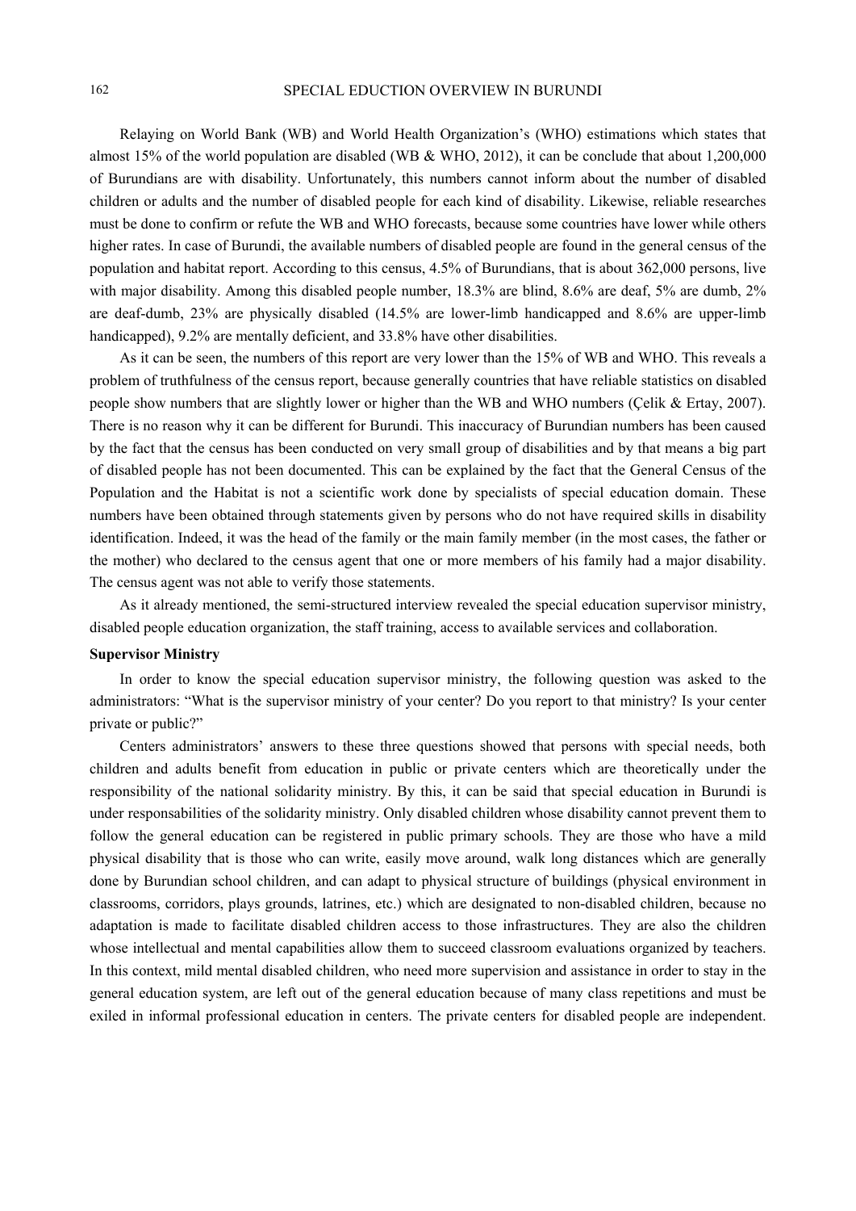Relaying on World Bank (WB) and World Health Organization's (WHO) estimations which states that almost 15% of the world population are disabled (WB & WHO, 2012), it can be conclude that about 1,200,000 of Burundians are with disability. Unfortunately, this numbers cannot inform about the number of disabled children or adults and the number of disabled people for each kind of disability. Likewise, reliable researches must be done to confirm or refute the WB and WHO forecasts, because some countries have lower while others higher rates. In case of Burundi, the available numbers of disabled people are found in the general census of the population and habitat report. According to this census, 4.5% of Burundians, that is about 362,000 persons, live with major disability. Among this disabled people number, 18.3% are blind, 8.6% are deaf, 5% are dumb, 2% are deaf-dumb, 23% are physically disabled (14.5% are lower-limb handicapped and 8.6% are upper-limb handicapped), 9.2% are mentally deficient, and 33.8% have other disabilities.

As it can be seen, the numbers of this report are very lower than the 15% of WB and WHO. This reveals a problem of truthfulness of the census report, because generally countries that have reliable statistics on disabled people show numbers that are slightly lower or higher than the WB and WHO numbers (Çelik & Ertay, 2007). There is no reason why it can be different for Burundi. This inaccuracy of Burundian numbers has been caused by the fact that the census has been conducted on very small group of disabilities and by that means a big part of disabled people has not been documented. This can be explained by the fact that the General Census of the Population and the Habitat is not a scientific work done by specialists of special education domain. These numbers have been obtained through statements given by persons who do not have required skills in disability identification. Indeed, it was the head of the family or the main family member (in the most cases, the father or the mother) who declared to the census agent that one or more members of his family had a major disability. The census agent was not able to verify those statements.

As it already mentioned, the semi-structured interview revealed the special education supervisor ministry, disabled people education organization, the staff training, access to available services and collaboration.

**Supervisor Ministry**

In order to know the special education supervisor ministry, the following question was asked to the administrators: "What is the supervisor ministry of your center? Do you report to that ministry? Is your center private or public?"

Centers administrators' answers to these three questions showed that persons with special needs, both children and adults benefit from education in public or private centers which are theoretically under the responsibility of the national solidarity ministry. By this, it can be said that special education in Burundi is under responsabilities of the solidarity ministry. Only disabled children whose disability cannot prevent them to follow the general education can be registered in public primary schools. They are those who have a mild physical disability that is those who can write, easily move around, walk long distances which are generally done by Burundian school children, and can adapt to physical structure of buildings (physical environment in classrooms, corridors, plays grounds, latrines, etc.) which are designated to non-disabled children, because no adaptation is made to facilitate disabled children access to those infrastructures. They are also the children whose intellectual and mental capabilities allow them to succeed classroom evaluations organized by teachers. In this context, mild mental disabled children, who need more supervision and assistance in order to stay in the general education system, are left out of the general education because of many class repetitions and must be exiled in informal professional education in centers. The private centers for disabled people are independent.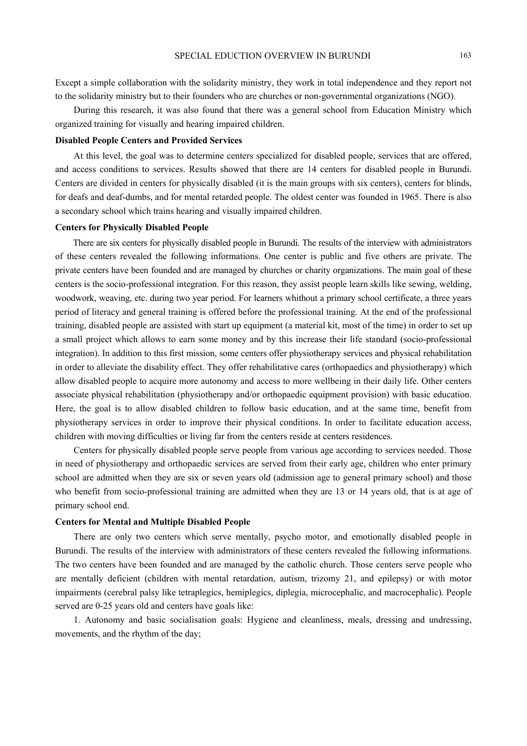Except a simple collaboration with the solidarity ministry, they work in total independence and they report not to the solidarity ministry but to their founders who are churches or non-governmental organizations (NGO).

During this research, it was also found that there was a general school from Education Ministry which organized training for visually and hearing impaired children.

**Disabled People Centers and Provided Services**

At this level, the goal was to determine centers specialized for disabled people, services that are offered, and access conditions to services. Results showed that there are 14 centers for disabled people in Burundi. Centers are divided in centers for physically disabled (it is the main groups with six centers), centers for blinds, for deafs and deaf-dumbs, and for mental retarded people. The oldest center was founded in 1965. There is also a secondary school which trains hearing and visually impaired children.

**Centers for Physically Disabled People**

There are six centers for physically disabled people in Burundi. The results of the interview with administrators of these centers revealed the following informations. One center is public and five others are private. The private centers have been founded and are managed by churches or charity organizations. The main goal of these centers is the socio-professional integration. For this reason, they assist people learn skills like sewing, welding, woodwork, weaving, etc. during two year period. For learners whithout a primary school certificate, a three years period of literacy and general training is offered before the professional training. At the end of the professional training, disabled people are assisted with start up equipment (a material kit, most of the time) in order to set up a small project which allows to earn some money and by this increase their life standard (socio-professional integration). In addition to this first mission, some centers offer physiotherapy services and physical rehabilitation in order to alleviate the disability effect. They offer rehabilitative cares (orthopaedics and physiotherapy) which allow disabled people to acquire more autonomy and access to more wellbeing in their daily life. Other centers associate physical rehabilitation (physiotherapy and/or orthopaedic equipment provision) with basic education. Here, the goal is to allow disabled children to follow basic education, and at the same time, benefit from physiotherapy services in order to improve their physical conditions. In order to facilitate education access, children with moving difficulties or living far from the centers reside at centers residences.

Centers for physically disabled people serve people from various age according to services needed. Those in need of physiotherapy and orthopaedic services are served from their early age, children who enter primary school are admitted when they are six or seven years old (admission age to general primary school) and those who benefit from socio-professional training are admitted when they are 13 or 14 years old, that is at age of primary school end.

**Centers for Mental and Multiple Disabled People**

There are only two centers which serve mentally, psycho motor, and emotionally disabled people in Burundi. The results of the interview with administrators of these centers revealed the following informations. The two centers have been founded and are managed by the catholic church. Those centers serve people who are mentally deficient (children with mental retardation, autism, trizomy 21, and epilepsy) or with motor impairments (cerebral palsy like tetraplegics, hemiplegics, diplegia, microcephalic, and macrocephalic). People served are 0-25 years old and centers have goals like:

1. Autonomy and basic socialisation goals: Hygiene and cleanliness, meals, dressing and undressing, movements, and the rhythm of the day;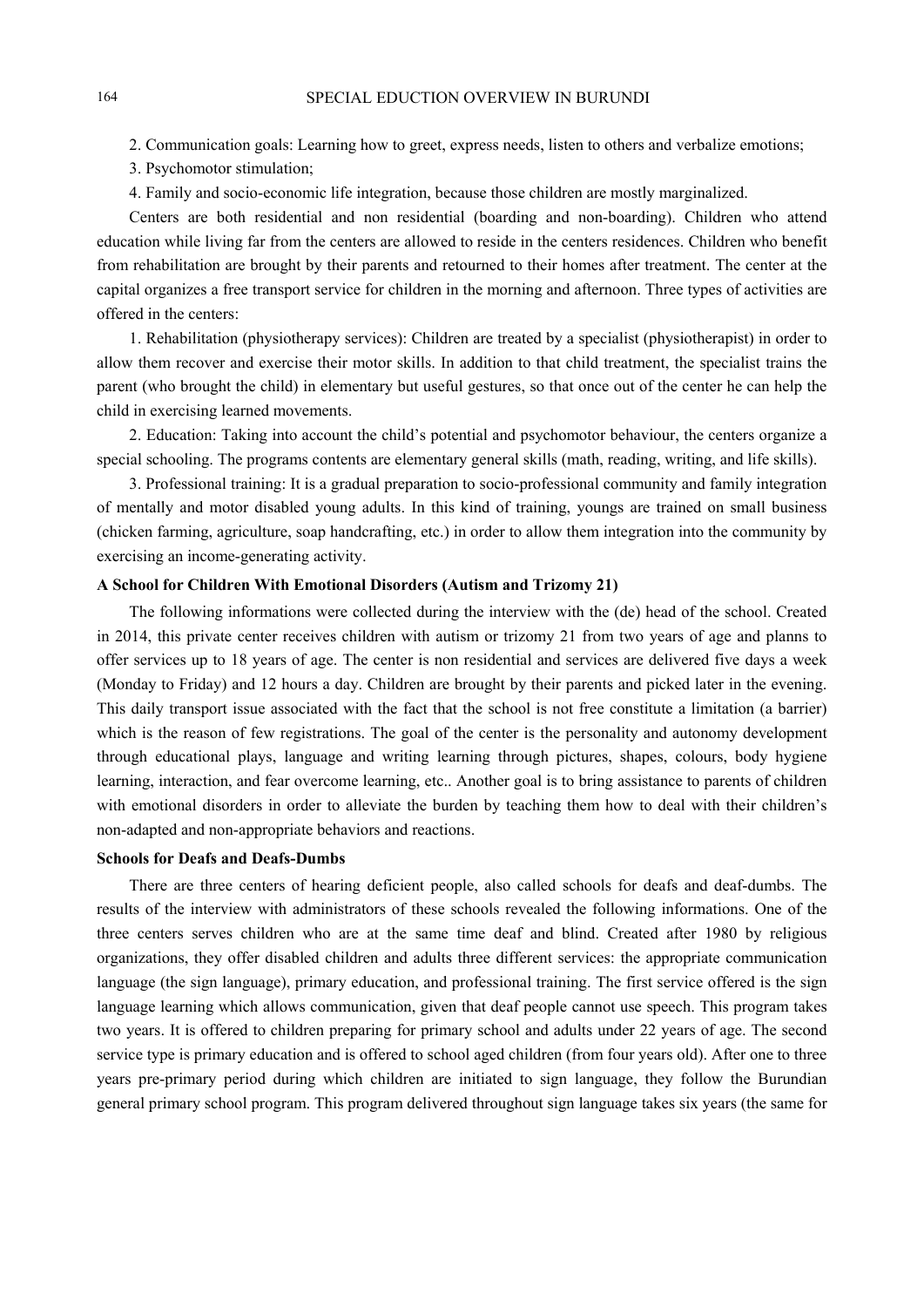2. Communication goals: Learning how to greet, express needs, listen to others and verbalize emotions;

3. Psychomotor stimulation;

4. Family and socio-economic life integration, because those children are mostly marginalized.

Centers are both residential and non residential (boarding and non-boarding). Children who attend education while living far from the centers are allowed to reside in the centers residences. Children who benefit from rehabilitation are brought by their parents and retourned to their homes after treatment. The center at the capital organizes a free transport service for children in the morning and afternoon. Three types of activities are offered in the centers:

1. Rehabilitation (physiotherapy services): Children are treated by a specialist (physiotherapist) in order to allow them recover and exercise their motor skills. In addition to that child treatment, the specialist trains the parent (who brought the child) in elementary but useful gestures, so that once out of the center he can help the child in exercising learned movements.

2. Education: Taking into account the child's potential and psychomotor behaviour, the centers organize a special schooling. The programs contents are elementary general skills (math, reading, writing, and life skills).

3. Professional training: It is a gradual preparation to socio-professional community and family integration of mentally and motor disabled young adults. In this kind of training, youngs are trained on small business (chicken farming, agriculture, soap handcrafting, etc.) in order to allow them integration into the community by exercising an income-generating activity.

**A School for Children With Emotional Disorders (Autism and Trizomy 21)**

The following informations were collected during the interview with the (de) head of the school. Created in 2014, this private center receives children with autism or trizomy 21 from two years of age and planns to offer services up to 18 years of age. The center is non residential and services are delivered five days a week (Monday to Friday) and 12 hours a day. Children are brought by their parents and picked later in the evening. This daily transport issue associated with the fact that the school is not free constitute a limitation (a barrier) which is the reason of few registrations. The goal of the center is the personality and autonomy development through educational plays, language and writing learning through pictures, shapes, colours, body hygiene learning, interaction, and fear overcome learning, etc.. Another goal is to bring assistance to parents of children with emotional disorders in order to alleviate the burden by teaching them how to deal with their children's non-adapted and non-appropriate behaviors and reactions.

**Schools for Deafs and Deafs-Dumbs**

There are three centers of hearing deficient people, also called schools for deafs and deaf-dumbs. The results of the interview with administrators of these schools revealed the following informations. One of the three centers serves children who are at the same time deaf and blind. Created after 1980 by religious organizations, they offer disabled children and adults three different services: the appropriate communication language (the sign language), primary education, and professional training. The first service offered is the sign language learning which allows communication, given that deaf people cannot use speech. This program takes two years. It is offered to children preparing for primary school and adults under 22 years of age. The second service type is primary education and is offered to school aged children (from four years old). After one to three years pre-primary period during which children are initiated to sign language, they follow the Burundian general primary school program. This program delivered throughout sign language takes six years (the same for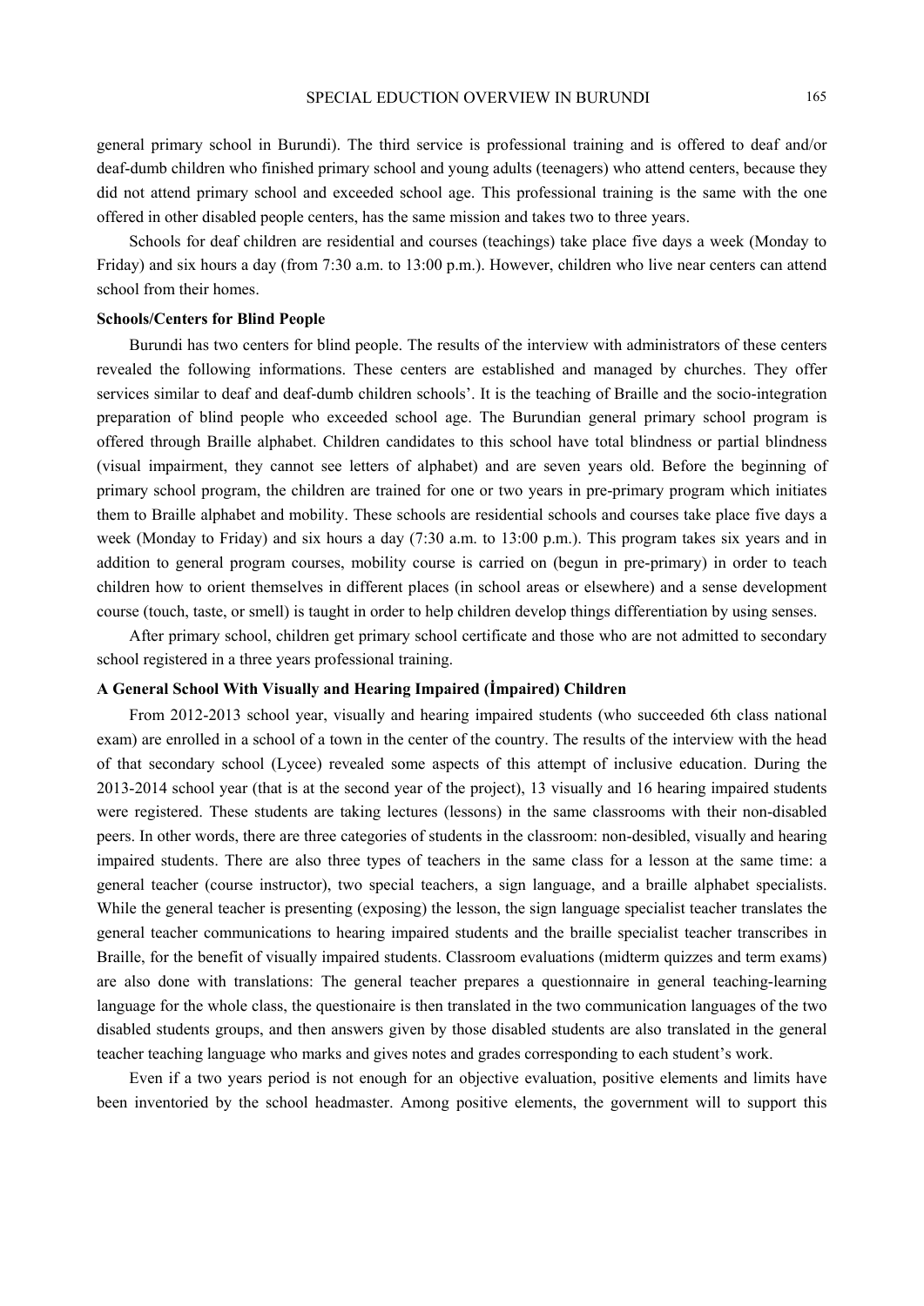general primary school in Burundi). The third service is professional training and is offered to deaf and/or deaf-dumb children who finished primary school and young adults (teenagers) who attend centers, because they did not attend primary school and exceeded school age. This professional training is the same with the one offered in other disabled people centers, has the same mission and takes two to three years.

Schools for deaf children are residential and courses (teachings) take place five days a week (Monday to Friday) and six hours a day (from 7:30 a.m. to 13:00 p.m.). However, children who live near centers can attend school from their homes.

**Schools/Centers for Blind People**

Burundi has two centers for blind people. The results of the interview with administrators of these centers revealed the following informations. These centers are established and managed by churches. They offer services similar to deaf and deaf-dumb children schools'. It is the teaching of Braille and the socio-integration preparation of blind people who exceeded school age. The Burundian general primary school program is offered through Braille alphabet. Children candidates to this school have total blindness or partial blindness (visual impairment, they cannot see letters of alphabet) and are seven years old. Before the beginning of primary school program, the children are trained for one or two years in pre-primary program which initiates them to Braille alphabet and mobility. These schools are residential schools and courses take place five days a week (Monday to Friday) and six hours a day (7:30 a.m. to 13:00 p.m.). This program takes six years and in addition to general program courses, mobility course is carried on (begun in pre-primary) in order to teach children how to orient themselves in different places (in school areas or elsewhere) and a sense development course (touch, taste, or smell) is taught in order to help children develop things differentiation by using senses.

After primary school, children get primary school certificate and those who are not admitted to secondary school registered in a three years professional training.

**A General School With Visually and Hearing Impaired (İmpaired) Children**

From 2012-2013 school year, visually and hearing impaired students (who succeeded 6th class national exam) are enrolled in a school of a town in the center of the country. The results of the interview with the head of that secondary school (Lycee) revealed some aspects of this attempt of inclusive education. During the 2013-2014 school year (that is at the second year of the project), 13 visually and 16 hearing impaired students were registered. These students are taking lectures (lessons) in the same classrooms with their non-disabled peers. In other words, there are three categories of students in the classroom: non-desibled, visually and hearing impaired students. There are also three types of teachers in the same class for a lesson at the same time: a general teacher (course instructor), two special teachers, a sign language, and a braille alphabet specialists. While the general teacher is presenting (exposing) the lesson, the sign language specialist teacher translates the general teacher communications to hearing impaired students and the braille specialist teacher transcribes in Braille, for the benefit of visually impaired students. Classroom evaluations (midterm quizzes and term exams) are also done with translations: The general teacher prepares a questionnaire in general teaching-learning language for the whole class, the questionaire is then translated in the two communication languages of the two disabled students groups, and then answers given by those disabled students are also translated in the general teacher teaching language who marks and gives notes and grades corresponding to each student's work.

Even if a two years period is not enough for an objective evaluation, positive elements and limits have been inventoried by the school headmaster. Among positive elements, the government will to support this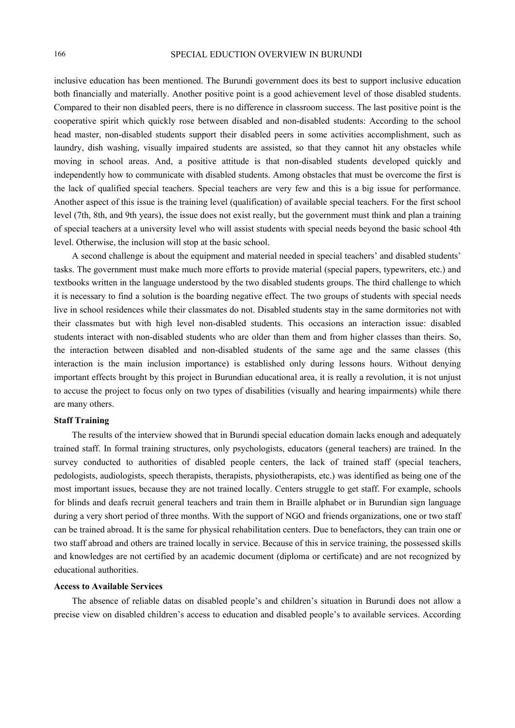inclusive education has been mentioned. The Burundi government does its best to support inclusive education both financially and materially. Another positive point is a good achievement level of those disabled students. Compared to their non disabled peers, there is no difference in classroom success. The last positive point is the cooperative spirit which quickly rose between disabled and non-disabled students: According to the school head master, non-disabled students support their disabled peers in some activities accomplishment, such as laundry, dish washing, visually impaired students are assisted, so that they cannot hit any obstacles while moving in school areas. And, a positive attitude is that non-disabled students developed quickly and independently how to communicate with disabled students. Among obstacles that must be overcome the first is the lack of qualified special teachers. Special teachers are very few and this is a big issue for performance. Another aspect of this issue is the training level (qualification) of available special teachers. For the first school level (7th, 8th, and 9th years), the issue does not exist really, but the government must think and plan a training of special teachers at a university level who will assist students with special needs beyond the basic school 4th level. Otherwise, the inclusion will stop at the basic school.

A second challenge is about the equipment and material needed in special teachers' and disabled students' tasks. The government must make much more efforts to provide material (special papers, typewriters, etc.) and textbooks written in the language understood by the two disabled students groups. The third challenge to which it is necessary to find a solution is the boarding negative effect. The two groups of students with special needs live in school residences while their classmates do not. Disabled students stay in the same dormitories not with their classmates but with high level non-disabled students. This occasions an interaction issue: disabled students interact with non-disabled students who are older than them and from higher classes than theirs. So, the interaction between disabled and non-disabled students of the same age and the same classes (this interaction is the main inclusion importance) is established only during lessons hours. Without denying important effects brought by this project in Burundian educational area, it is really a revolution, it is not unjust to accuse the project to focus only on two types of disabilities (visually and hearing impairments) while there are many others.

**Staff Training**

The results of the interview showed that in Burundi special education domain lacks enough and adequately trained staff. In formal training structures, only psychologists, educators (general teachers) are trained. In the survey conducted to authorities of disabled people centers, the lack of trained staff (special teachers, pedologists, audiologists, speech therapists, therapists, physiotherapists, etc.) was identified as being one of the most important issues, because they are not trained locally. Centers struggle to get staff. For example, schools for blinds and deafs recruit general teachers and train them in Braille alphabet or in Burundian sign language during a very short period of three months. With the support of NGO and friends organizations, one or two staff can be trained abroad. It is the same for physical rehabilitation centers. Due to benefactors, they can train one or two staff abroad and others are trained locally in service. Because of this in service training, the possessed skills and knowledges are not certified by an academic document (diploma or certificate) and are not recognized by educational authorities.

**Access to Available Services**

The absence of reliable datas on disabled people's and children's situation in Burundi does not allow a precise view on disabled children's access to education and disabled people's to available services. According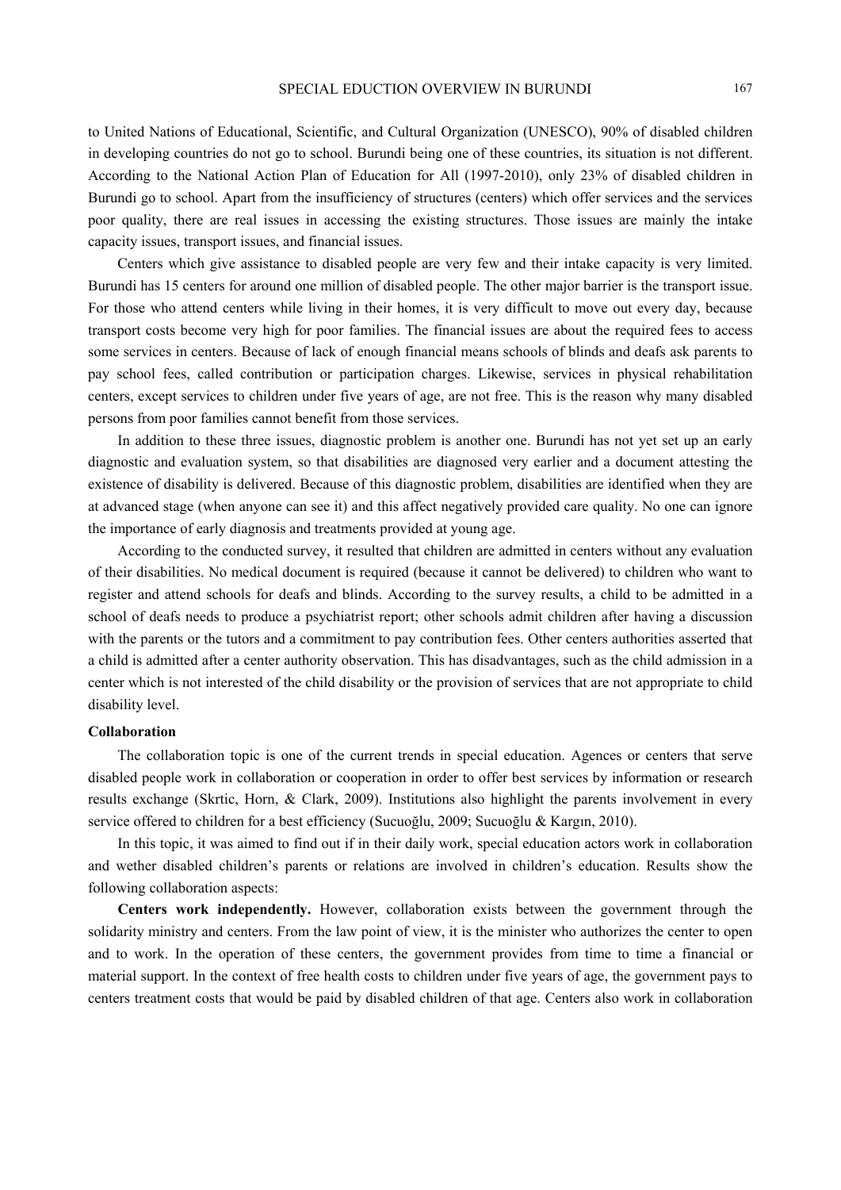to United Nations of Educational, Scientific, and Cultural Organization (UNESCO), 90% of disabled children in developing countries do not go to school. Burundi being one of these countries, its situation is not different. According to the National Action Plan of Education for All (1997-2010), only 23% of disabled children in Burundi go to school. Apart from the insufficiency of structures (centers) which offer services and the services poor quality, there are real issues in accessing the existing structures. Those issues are mainly the intake capacity issues, transport issues, and financial issues.

Centers which give assistance to disabled people are very few and their intake capacity is very limited. Burundi has 15 centers for around one million of disabled people. The other major barrier is the transport issue. For those who attend centers while living in their homes, it is very difficult to move out every day, because transport costs become very high for poor families. The financial issues are about the required fees to access some services in centers. Because of lack of enough financial means schools of blinds and deafs ask parents to pay school fees, called contribution or participation charges. Likewise, services in physical rehabilitation centers, except services to children under five years of age, are not free. This is the reason why many disabled persons from poor families cannot benefit from those services.

In addition to these three issues, diagnostic problem is another one. Burundi has not yet set up an early diagnostic and evaluation system, so that disabilities are diagnosed very earlier and a document attesting the existence of disability is delivered. Because of this diagnostic problem, disabilities are identified when they are at advanced stage (when anyone can see it) and this affect negatively provided care quality. No one can ignore the importance of early diagnosis and treatments provided at young age.

According to the conducted survey, it resulted that children are admitted in centers without any evaluation of their disabilities. No medical document is required (because it cannot be delivered) to children who want to register and attend schools for deafs and blinds. According to the survey results, a child to be admitted in a school of deafs needs to produce a psychiatrist report; other schools admit children after having a discussion with the parents or the tutors and a commitment to pay contribution fees. Other centers authorities asserted that a child is admitted after a center authority observation. This has disadvantages, such as the child admission in a center which is not interested of the child disability or the provision of services that are not appropriate to child disability level.

### Collaboration

The collaboration topic is one of the current trends in special education. Agences or centers that serve disabled people work in collaboration or cooperation in order to offer best services by information or research results exchange (Skrtic, Horn, & Clark, 2009). Institutions also highlight the parents involvement in every service offered to children for a best efficiency (Sucuoğlu, 2009; Sucuoğlu & Kargın, 2010).

In this topic, it was aimed to find out if in their daily work, special education actors work in collaboration and wether disabled children's parents or relations are involved in children's education. Results show the following collaboration aspects:

**Centers work independently.** However, collaboration exists between the government through the solidarity ministry and centers. From the law point of view, it is the minister who authorizes the center to open and to work. In the operation of these centers, the government provides from time to time a financial or material support. In the context of free health costs to children under five years of age, the government pays to centers treatment costs that would be paid by disabled children of that age. Centers also work in collaboration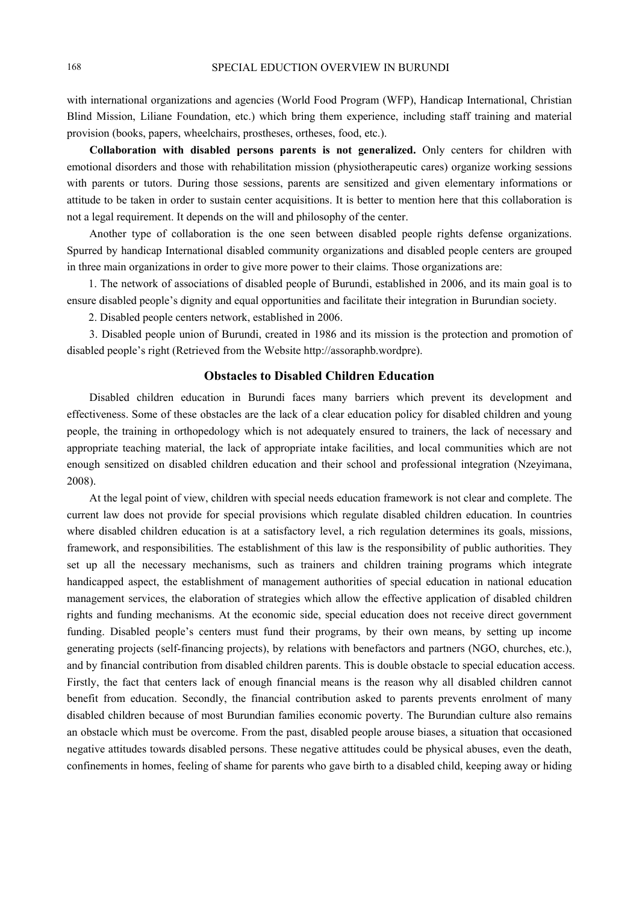with international organizations and agencies (World Food Program (WFP), Handicap International, Christian Blind Mission, Liliane Foundation, etc.) which bring them experience, including staff training and material provision (books, papers, wheelchairs, prostheses, ortheses, food, etc.).

**Collaboration with disabled persons parents is not generalized.** Only centers for children with emotional disorders and those with rehabilitation mission (physiotherapeutic cares) organize working sessions with parents or tutors. During those sessions, parents are sensitized and given elementary informations or attitude to be taken in order to sustain center acquisitions. It is better to mention here that this collaboration is not a legal requirement. It depends on the will and philosophy of the center.

Another type of collaboration is the one seen between disabled people rights defense organizations. Spurred by handicap International disabled community organizations and disabled people centers are grouped in three main organizations in order to give more power to their claims. Those organizations are:

1. The network of associations of disabled people of Burundi, established in 2006, and its main goal is to ensure disabled people's dignity and equal opportunities and facilitate their integration in Burundian society.

2. Disabled people centers network, established in 2006.

3. Disabled people union of Burundi, created in 1986 and its mission is the protection and promotion of disabled people's right (Retrieved from the Website http://assoraphb.wordpre).

## Obstacles to Disabled Children Education

Disabled children education in Burundi faces many barriers which prevent its development and effectiveness. Some of these obstacles are the lack of a clear education policy for disabled children and young people, the training in orthopedology which is not adequately ensured to trainers, the lack of necessary and appropriate teaching material, the lack of appropriate intake facilities, and local communities which are not enough sensitized on disabled children education and their school and professional integration (Nzeyimana, 2008).

At the legal point of view, children with special needs education framework is not clear and complete. The current law does not provide for special provisions which regulate disabled children education. In countries where disabled children education is at a satisfactory level, a rich regulation determines its goals, missions, framework, and responsibilities. The establishment of this law is the responsibility of public authorities. They set up all the necessary mechanisms, such as trainers and children training programs which integrate handicapped aspect, the establishment of management authorities of special education in national education management services, the elaboration of strategies which allow the effective application of disabled children rights and funding mechanisms. At the economic side, special education does not receive direct government funding. Disabled people's centers must fund their programs, by their own means, by setting up income generating projects (self-financing projects), by relations with benefactors and partners (NGO, churches, etc.), and by financial contribution from disabled children parents. This is double obstacle to special education access. Firstly, the fact that centers lack of enough financial means is the reason why all disabled children cannot benefit from education. Secondly, the financial contribution asked to parents prevents enrolment of many disabled children because of most Burundian families economic poverty. The Burundian culture also remains an obstacle which must be overcome. From the past, disabled people arouse biases, a situation that occasioned negative attitudes towards disabled persons. These negative attitudes could be physical abuses, even the death, confinements in homes, feeling of shame for parents who gave birth to a disabled child, keeping away or hiding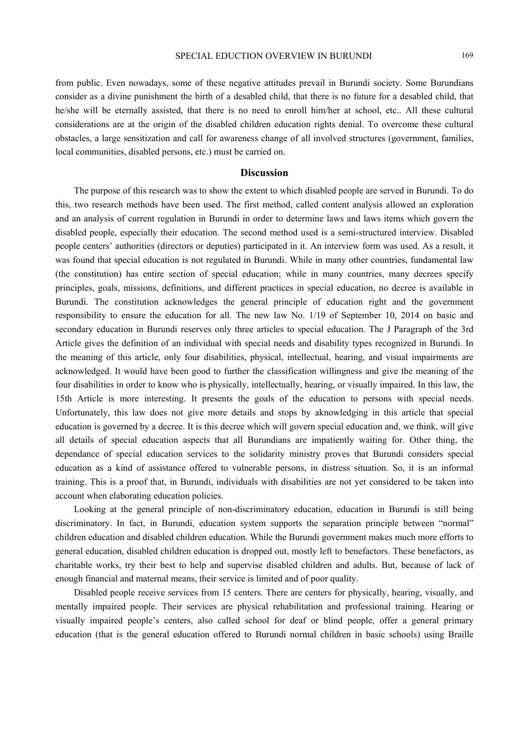from public. Even nowadays, some of these negative attitudes prevail in Burundi society. Some Burundians consider as a divine punishment the birth of a desabled child, that there is no future for a desabled child, that he/she will be eternally assisted, that there is no need to enroll him/her at school, etc.. All these cultural considerations are at the origin of the disabled children education rights denial. To overcome these cultural obstacles, a large sensitization and call for awareness change of all involved structures (government, families, local communities, disabled persons, etc.) must be carried on.

## Discussion

The purpose of this research was to show the extent to which disabled people are served in Burundi. To do this, two research methods have been used. The first method, called content analysis allowed an exploration and an analysis of current regulation in Burundi in order to determine laws and laws items which govern the disabled people, especially their education. The second method used is a semi-structured interview. Disabled people centers' authorities (directors or deputies) participated in it. An interview form was used. As a result, it was found that special education is not regulated in Burundi. While in many other countries, fundamental law (the constitution) has entire section of special education; while in many countries, many decrees specify principles, goals, missions, definitions, and different practices in special education, no decree is available in Burundi. The constitution acknowledges the general principle of education right and the government responsibility to ensure the education for all. The new law No. 1/19 of September 10, 2014 on basic and secondary education in Burundi reserves only three articles to special education. The J Paragraph of the 3rd Article gives the definition of an individual with special needs and disability types recognized in Burundi. In the meaning of this article, only four disabilities, physical, intellectual, hearing, and visual impairments are acknowledged. It would have been good to further the classification willingness and give the meaning of the four disabilities in order to know who is physically, intellectually, hearing, or visually impaired. In this law, the 15th Article is more interesting. It presents the goals of the education to persons with special needs. Unfortunately, this law does not give more details and stops by aknowledging in this article that special education is governed by a decree. It is this decree which will govern special education and, we think, will give all details of special education aspects that all Burundians are impatiently waiting for. Other thing, the dependance of special education services to the solidarity ministry proves that Burundi considers special education as a kind of assistance offered to vulnerable persons, in distress situation. So, it is an informal training. This is a proof that, in Burundi, individuals with disabilities are not yet considered to be taken into account when elaborating education policies.

Looking at the general principle of non-discriminatory education, education in Burundi is still being discriminatory. In fact, in Burundi, education system supports the separation principle between "normal" children education and disabled children education. While the Burundi government makes much more efforts to general education, disabled children education is dropped out, mostly left to benefactors. These benefactors, as charitable works, try their best to help and supervise disabled children and adults. But, because of lack of enough financial and maternal means, their service is limited and of poor quality.

Disabled people receive services from 15 centers. There are centers for physically, hearing, visually, and mentally impaired people. Their services are physical rehabilitation and professional training. Hearing or visually impaired people's centers, also called school for deaf or blind people, offer a general primary education (that is the general education offered to Burundi normal children in basic schools) using Braille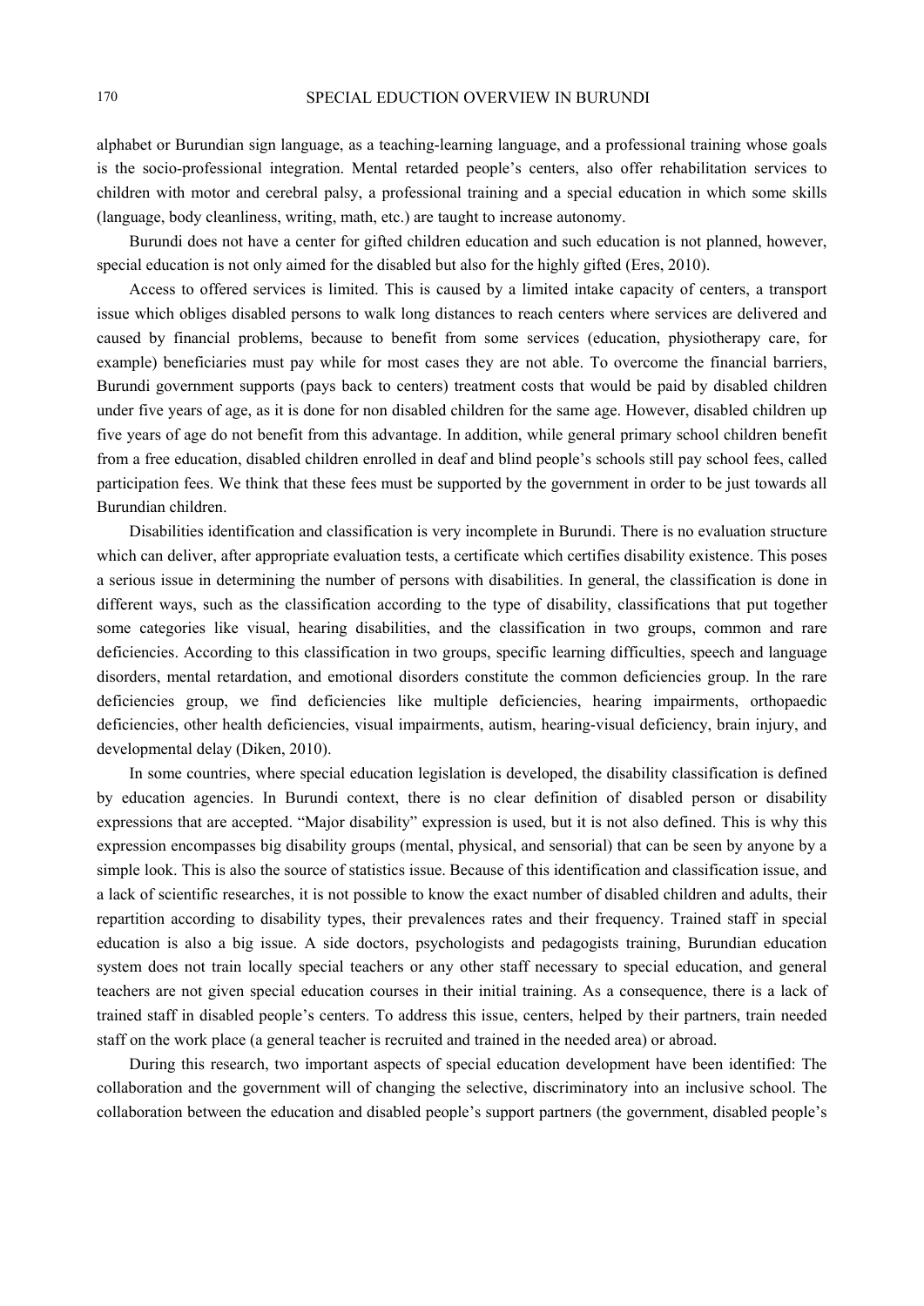alphabet or Burundian sign language, as a teaching-learning language, and a professional training whose goals is the socio-professional integration. Mental retarded people's centers, also offer rehabilitation services to children with motor and cerebral palsy, a professional training and a special education in which some skills (language, body cleanliness, writing, math, etc.) are taught to increase autonomy.

Burundi does not have a center for gifted children education and such education is not planned, however, special education is not only aimed for the disabled but also for the highly gifted (Eres, 2010).

Access to offered services is limited. This is caused by a limited intake capacity of centers, a transport issue which obliges disabled persons to walk long distances to reach centers where services are delivered and caused by financial problems, because to benefit from some services (education, physiotherapy care, for example) beneficiaries must pay while for most cases they are not able. To overcome the financial barriers, Burundi government supports (pays back to centers) treatment costs that would be paid by disabled children under five years of age, as it is done for non disabled children for the same age. However, disabled children up five years of age do not benefit from this advantage. In addition, while general primary school children benefit from a free education, disabled children enrolled in deaf and blind people's schools still pay school fees, called participation fees. We think that these fees must be supported by the government in order to be just towards all Burundian children.

Disabilities identification and classification is very incomplete in Burundi. There is no evaluation structure which can deliver, after appropriate evaluation tests, a certificate which certifies disability existence. This poses a serious issue in determining the number of persons with disabilities. In general, the classification is done in different ways, such as the classification according to the type of disability, classifications that put together some categories like visual, hearing disabilities, and the classification in two groups, common and rare deficiencies. According to this classification in two groups, specific learning difficulties, speech and language disorders, mental retardation, and emotional disorders constitute the common deficiencies group. In the rare deficiencies group, we find deficiencies like multiple deficiencies, hearing impairments, orthopaedic deficiencies, other health deficiencies, visual impairments, autism, hearing-visual deficiency, brain injury, and developmental delay (Diken, 2010).

In some countries, where special education legislation is developed, the disability classification is defined by education agencies. In Burundi context, there is no clear definition of disabled person or disability expressions that are accepted. "Major disability" expression is used, but it is not also defined. This is why this expression encompasses big disability groups (mental, physical, and sensorial) that can be seen by anyone by a simple look. This is also the source of statistics issue. Because of this identification and classification issue, and a lack of scientific researches, it is not possible to know the exact number of disabled children and adults, their repartition according to disability types, their prevalences rates and their frequency. Trained staff in special education is also a big issue. A side doctors, psychologists and pedagogists training, Burundian education system does not train locally special teachers or any other staff necessary to special education, and general teachers are not given special education courses in their initial training. As a consequence, there is a lack of trained staff in disabled people's centers. To address this issue, centers, helped by their partners, train needed staff on the work place (a general teacher is recruited and trained in the needed area) or abroad.

During this research, two important aspects of special education development have been identified: The collaboration and the government will of changing the selective, discriminatory into an inclusive school. The collaboration between the education and disabled people's support partners (the government, disabled people's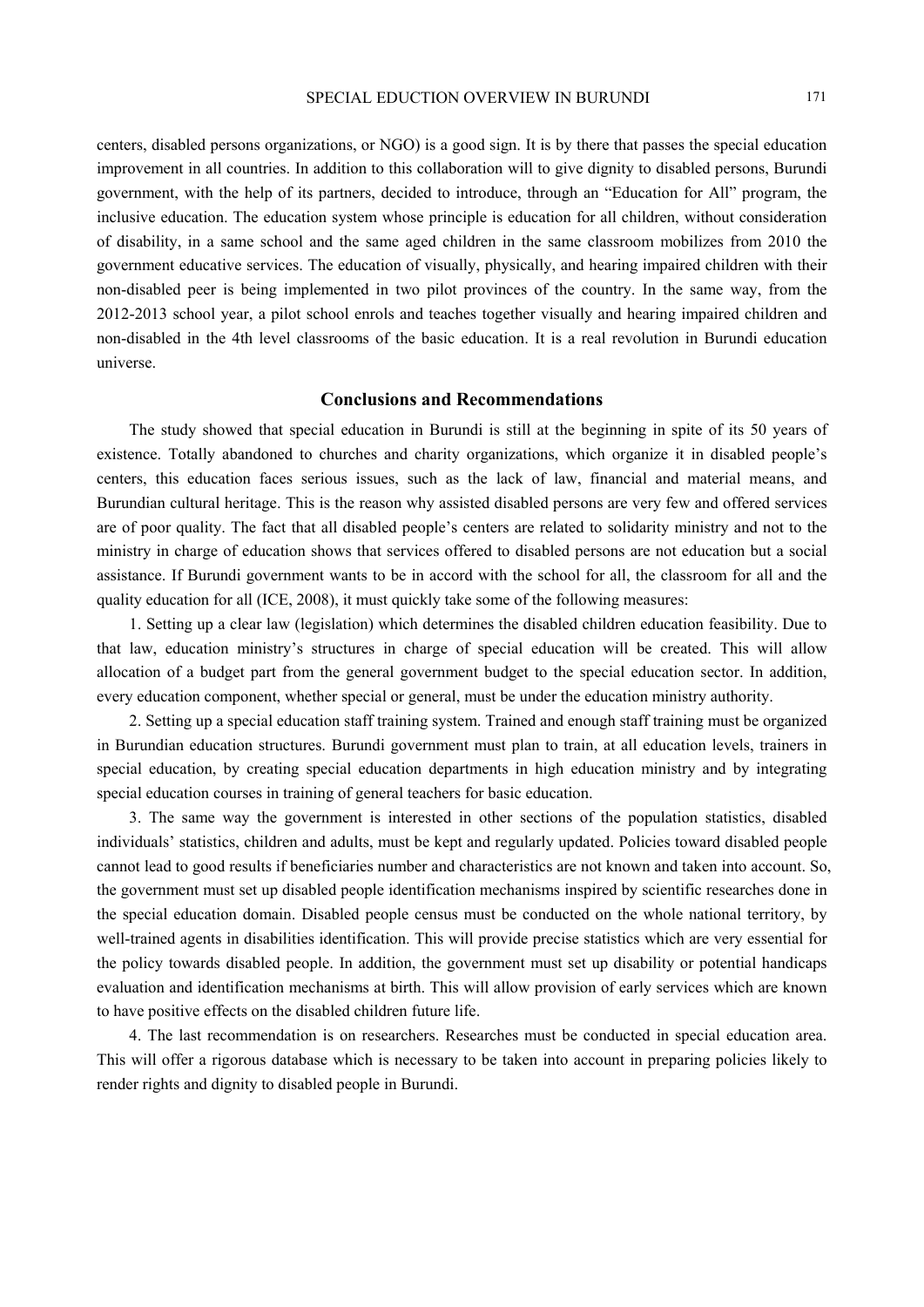centers, disabled persons organizations, or NGO) is a good sign. It is by there that passes the special education improvement in all countries. In addition to this collaboration will to give dignity to disabled persons, Burundi government, with the help of its partners, decided to introduce, through an "Education for All" program, the inclusive education. The education system whose principle is education for all children, without consideration of disability, in a same school and the same aged children in the same classroom mobilizes from 2010 the government educative services. The education of visually, physically, and hearing impaired children with their non-disabled peer is being implemented in two pilot provinces of the country. In the same way, from the 2012-2013 school year, a pilot school enrols and teaches together visually and hearing impaired children and non-disabled in the 4th level classrooms of the basic education. It is a real revolution in Burundi education universe.

## Conclusions and Recommendations

The study showed that special education in Burundi is still at the beginning in spite of its 50 years of existence. Totally abandoned to churches and charity organizations, which organize it in disabled people's centers, this education faces serious issues, such as the lack of law, financial and material means, and Burundian cultural heritage. This is the reason why assisted disabled persons are very few and offered services are of poor quality. The fact that all disabled people's centers are related to solidarity ministry and not to the ministry in charge of education shows that services offered to disabled persons are not education but a social assistance. If Burundi government wants to be in accord with the school for all, the classroom for all and the quality education for all (ICE, 2008), it must quickly take some of the following measures:

1. Setting up a clear law (legislation) which determines the disabled children education feasibility. Due to that law, education ministry's structures in charge of special education will be created. This will allow allocation of a budget part from the general government budget to the special education sector. In addition, every education component, whether special or general, must be under the education ministry authority.

2. Setting up a special education staff training system. Trained and enough staff training must be organized in Burundian education structures. Burundi government must plan to train, at all education levels, trainers in special education, by creating special education departments in high education ministry and by integrating special education courses in training of general teachers for basic education.

3. The same way the government is interested in other sections of the population statistics, disabled individuals' statistics, children and adults, must be kept and regularly updated. Policies toward disabled people cannot lead to good results if beneficiaries number and characteristics are not known and taken into account. So, the government must set up disabled people identification mechanisms inspired by scientific researches done in the special education domain. Disabled people census must be conducted on the whole national territory, by well-trained agents in disabilities identification. This will provide precise statistics which are very essential for the policy towards disabled people. In addition, the government must set up disability or potential handicaps evaluation and identification mechanisms at birth. This will allow provision of early services which are known to have positive effects on the disabled children future life.

4. The last recommendation is on researchers. Researches must be conducted in special education area. This will offer a rigorous database which is necessary to be taken into account in preparing policies likely to render rights and dignity to disabled people in Burundi.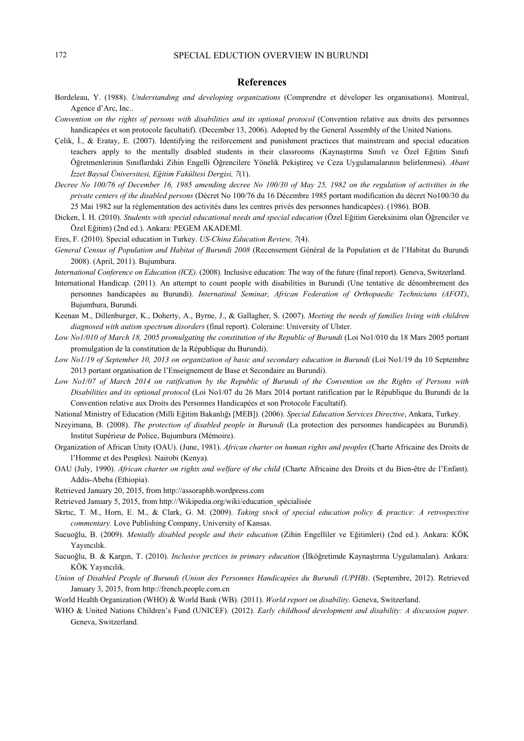## References

Bordeleau, Y. (1988). *Understanding and developing organizations* (Comprendre et déveloper les organisations). Montreal, Agence d'Arc, Inc..

*Convention on the rights of persons with disabilities and its optional protocol* (Convention relative aux droits des personnes handicapées et son protocole facultatif). (December 13, 2006). Adopted by the General Assembly of the United Nations.

Çelik, İ., & Eratay, E. (2007). Identifying the reinforcement and punishment practices that mainstream and special education teachers apply to the mentally disabled students in their classrooms (Kaynaştırma Sınıfı ve Özel Eğitim Sınıfı Öğretmenlerinin Sınıflardaki Zihin Engelli Öğrencilere Yönelik Pekiştireç ve Ceza Uygulamalarının belirlenmesi). *Abant İzzet Baysal Üniversitesi, Eğitim Fakültesi Dergisi, 7*(1).

*Decree No 100/76 of December 16, 1985 amending decree No 100/30 of May 25, 1982 on the regulation of activities in the private centers of the disabled persons* (Décret No 100/76 du 16 Décembre 1985 portant modification du décret No100/30 du 25 Mai 1982 sur la réglementation des activités dans les centres privés des personnes handicapées). (1986). BOB.

Dicken, İ. H. (2010). *Students with special educational needs and special education* (Özel Eğitim Gereksinimi olan Öğrenciler ve Özel Eğitim) (2nd ed.). Ankara: PEGEM AKADEMİ.

Eres, F. (2010). Special education in Turkey. *US-China Education Review, 7*(4).

*General Census of Population and Habitat of Burundi 2008* (Recensement Général de la Population et de l'Habitat du Burundi 2008). (April, 2011). Bujumbura.

*International Conference on Education (ICE)*. (2008). Inclusive education: The way of the future (final report). Geneva, Switzerland.

International Handicap. (2011). An attempt to count people with disabilities in Burundi (Une tentative de dénombrement des personnes handicapées au Burundi). *Internatinal Seminar, African Federation of Orthopaedic Technicians (AFOT)*, Bujumbura, Burundi.

Keenan M., Dillenburger, K., Doherty, A., Byrne, J., & Gallagher, S. (2007). *Meeting the needs of families living with children diagnosed with autism spectrum disorders* (final report). Coleraine: University of Ulster.

*Low No1/010 of March 18, 2005 promulgating the constitution of the Republic of Burundi* (Loi No1/010 du 18 Mars 2005 portant promulgation de la constitution de la République du Burundi).

*Low No1/19 of September 10, 2013 on organization of basic and secondary education in Burundi* (Loi No1/19 du 10 Septembre 2013 portant organisation de l'Enseignement de Base et Secondaire au Burundi).

*Low No1/07 of March 2014 on ratification by the Republic of Burundi of the Convention on the Rights of Persons with Disabilities and its optional protocol* (Loi No1/07 du 26 Mars 2014 portant ratification par le République du Burundi de la Convention relative aux Droits des Personnes Handicapées et son Protocole Facultatif).

National Ministry of Education (Milli Eğitim Bakanlığı [MEB]). (2006). *Special Education Services Directive*, Ankara, Turkey.

Nzeyimana, B. (2008). *The protection of disabled people in Burundi* (La protection des personnes handicapées au Burundi). Institut Supérieur de Police, Bujumbura (Mémoire).

Organization of African Unity (OAU). (June, 1981). *African charter on human rights and peoples* (Charte Africaine des Droits de l'Homme et des Peuples). Nairobi (Kenya).

OAU (July, 1990). *African charter on rights and welfare of the child* (Charte Africaine des Droits et du Bien-être de l'Enfant). Addis-Abeba (Ethiopia).

Retrieved January 20, 2015, from http://assoraphb.wordpress.com

Retrieved January 5, 2015, from http://Wikipedia.org/wiki/education_spécialisée

Skrtıc, T. M., Horn, E. M., & Clark, G. M. (2009). *Taking stock of special education policy & practice: A retrospective commentary.* Love Publishing Company, University of Kansas.

Sucuoğlu, B. (2009). *Mentally disabled people and their education* (Zihin Engelliler ve Eğitimleri) (2nd ed.). Ankara: KÖK Yayıncılık.

Sucuoğlu, B. & Kargın, T. (2010). *Inclusive prctices in primary education* (İlköğretimde Kaynaştırma Uygulamaları). Ankara: KÖK Yayıncılık.

*Union of Disabled People of Burundi (Union des Personnes Handicapées du Burundi (UPHB)*. (Septembre, 2012). Retrieved January 3, 2015, from http://french.people.com.cn

World Health Organization (WHO) & World Bank (WB). (2011). *World report on disability*. Geneva, Switzerland.

WHO & United Nations Children's Fund (UNICEF). (2012). *Early childhood development and disability: A discussion paper.* Geneva, Switzerland.